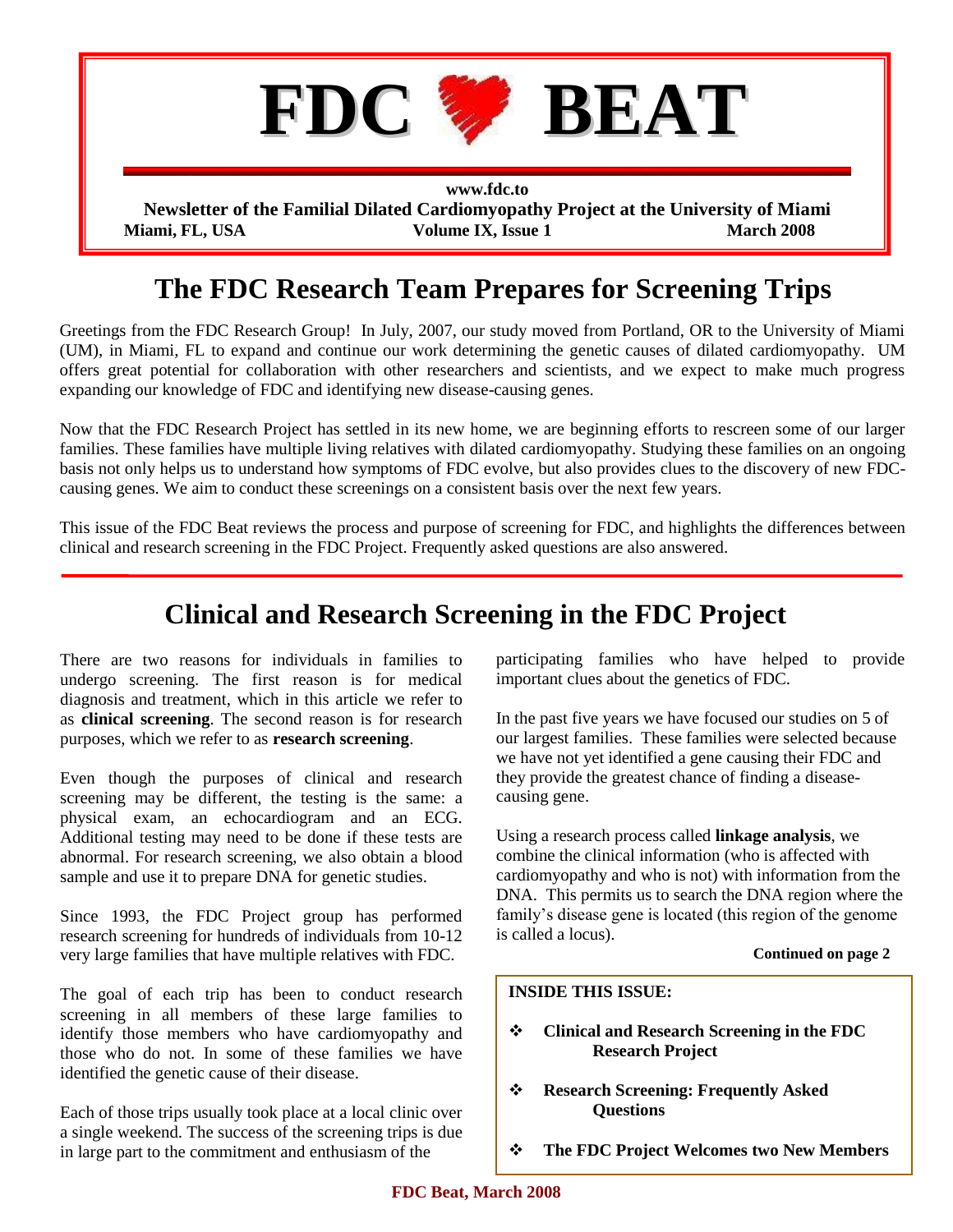# FDC BEAT

www.fdc.to

**Newsletter of the Familial Dilated Cardiomyopathy Project at the University of Miami**

**Miami, FL, USA** **Volume IX, Issue 1** **March 2008**

## The FDC Research Team Prepares for Screening Trips

Greetings from the FDC Research Group! In July, 2007, our study moved from Portland, OR to the University of Miami (UM), in Miami, FL to expand and continue our work determining the genetic causes of dilated cardiomyopathy. UM offers great potential for collaboration with other researchers and scientists, and we expect to make much progress expanding our knowledge of FDC and identifying new disease-causing genes.

Now that the FDC Research Project has settled in its new home, we are beginning efforts to rescreen some of our larger families. These families have multiple living relatives with dilated cardiomyopathy. Studying these families on an ongoing basis not only helps us to understand how symptoms of FDC evolve, but also provides clues to the discovery of new FDC-causing genes. We aim to conduct these screenings on a consistent basis over the next few years.

This issue of the FDC Beat reviews the process and purpose of screening for FDC, and highlights the differences between clinical and research screening in the FDC Project. Frequently asked questions are also answered.

## Clinical and Research Screening in the FDC Project

There are two reasons for individuals in families to undergo screening. The first reason is for medical diagnosis and treatment, which in this article we refer to as **clinical screening**. The second reason is for research purposes, which we refer to as **research screening**.

Even though the purposes of clinical and research screening may be different, the testing is the same: a physical exam, an echocardiogram and an ECG. Additional testing may need to be done if these tests are abnormal. For research screening, we also obtain a blood sample and use it to prepare DNA for genetic studies.

Since 1993, the FDC Project group has performed research screening for hundreds of individuals from 10-12 very large families that have multiple relatives with FDC.

The goal of each trip has been to conduct research screening in all members of these large families to identify those members who have cardiomyopathy and those who do not. In some of these families we have identified the genetic cause of their disease.

Each of those trips usually took place at a local clinic over a single weekend. The success of the screening trips is due in large part to the commitment and enthusiasm of the participating families who have helped to provide important clues about the genetics of FDC.

In the past five years we have focused our studies on 5 of our largest families. These families were selected because we have not yet identified a gene causing their FDC and they provide the greatest chance of finding a disease-causing gene.

Using a research process called **linkage analysis**, we combine the clinical information (who is affected with cardiomyopathy and who is not) with information from the DNA. This permits us to search the DNA region where the family's disease gene is located (this region of the genome is called a locus).

**Continued on page 2**

**INSIDE THIS ISSUE:**

- **Clinical and Research Screening in the FDC Research Project**
- **Research Screening: Frequently Asked Questions**
- **The FDC Project Welcomes two New Members**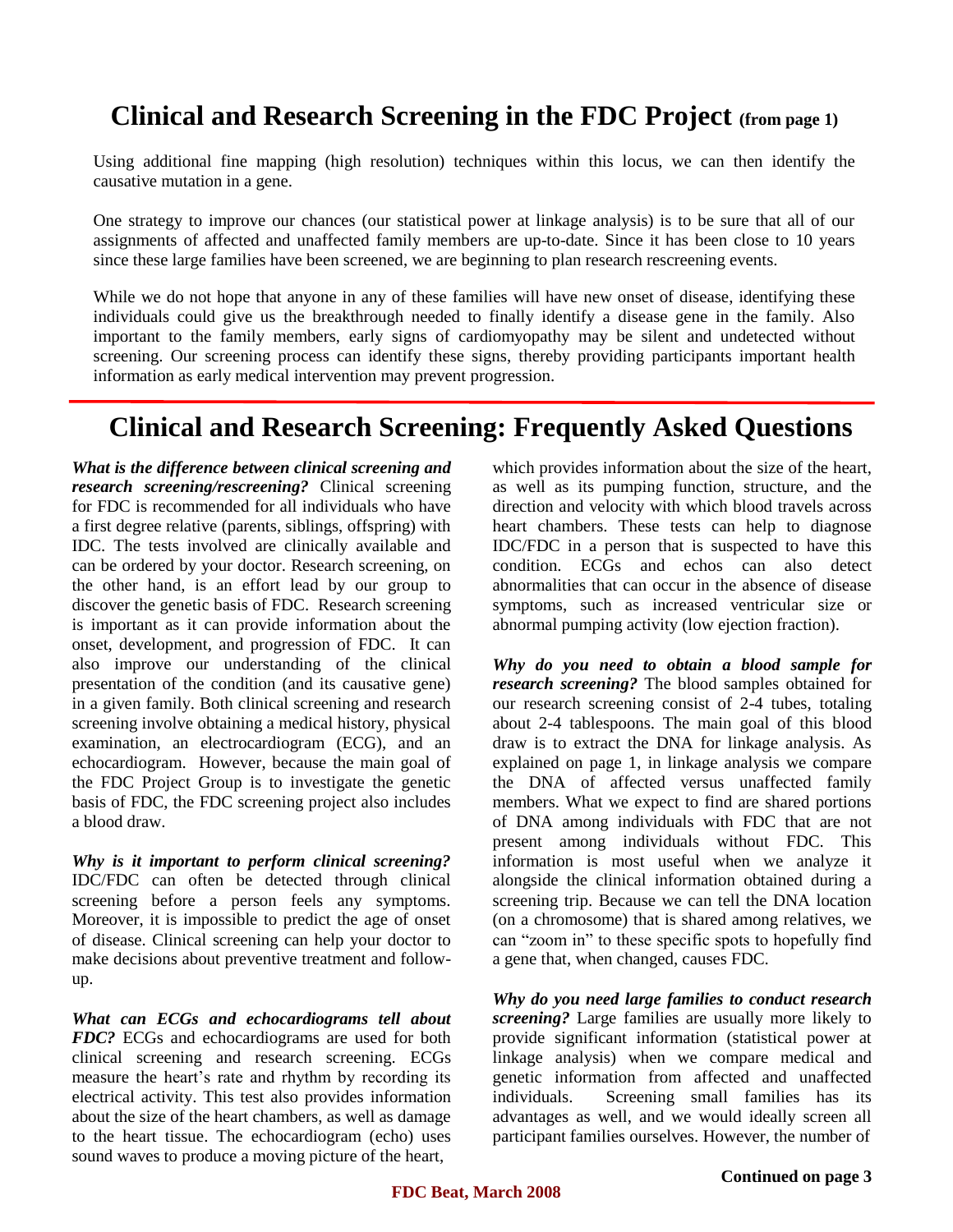# Clinical and Research Screening in the FDC Project (from page 1)

Using additional fine mapping (high resolution) techniques within this locus, we can then identify the causative mutation in a gene.

One strategy to improve our chances (our statistical power at linkage analysis) is to be sure that all of our assignments of affected and unaffected family members are up-to-date. Since it has been close to 10 years since these large families have been screened, we are beginning to plan research rescreening events.

While we do not hope that anyone in any of these families will have new onset of disease, identifying these individuals could give us the breakthrough needed to finally identify a disease gene in the family. Also important to the family members, early signs of cardiomyopathy may be silent and undetected without screening. Our screening process can identify these signs, thereby providing participants important health information as early medical intervention may prevent progression.

# Clinical and Research Screening: Frequently Asked Questions

***What is the difference between clinical screening and research screening/rescreening?*** Clinical screening for FDC is recommended for all individuals who have a first degree relative (parents, siblings, offspring) with IDC. The tests involved are clinically available and can be ordered by your doctor. Research screening, on the other hand, is an effort lead by our group to discover the genetic basis of FDC. Research screening is important as it can provide information about the onset, development, and progression of FDC. It can also improve our understanding of the clinical presentation of the condition (and its causative gene) in a given family. Both clinical screening and research screening involve obtaining a medical history, physical examination, an electrocardiogram (ECG), and an echocardiogram. However, because the main goal of the FDC Project Group is to investigate the genetic basis of FDC, the FDC screening project also includes a blood draw.

***Why is it important to perform clinical screening?*** IDC/FDC can often be detected through clinical screening before a person feels any symptoms. Moreover, it is impossible to predict the age of onset of disease. Clinical screening can help your doctor to make decisions about preventive treatment and follow-up.

***What can ECGs and echocardiograms tell about FDC?*** ECGs and echocardiograms are used for both clinical screening and research screening. ECGs measure the heart's rate and rhythm by recording its electrical activity. This test also provides information about the size of the heart chambers, as well as damage to the heart tissue. The echocardiogram (echo) uses sound waves to produce a moving picture of the heart, which provides information about the size of the heart, as well as its pumping function, structure, and the direction and velocity with which blood travels across heart chambers. These tests can help to diagnose IDC/FDC in a person that is suspected to have this condition. ECGs and echos can also detect abnormalities that can occur in the absence of disease symptoms, such as increased ventricular size or abnormal pumping activity (low ejection fraction).

***Why do you need to obtain a blood sample for research screening?*** The blood samples obtained for our research screening consist of 2-4 tubes, totaling about 2-4 tablespoons. The main goal of this blood draw is to extract the DNA for linkage analysis. As explained on page 1, in linkage analysis we compare the DNA of affected versus unaffected family members. What we expect to find are shared portions of DNA among individuals with FDC that are not present among individuals without FDC. This information is most useful when we analyze it alongside the clinical information obtained during a screening trip. Because we can tell the DNA location (on a chromosome) that is shared among relatives, we can "zoom in" to these specific spots to hopefully find a gene that, when changed, causes FDC.

***Why do you need large families to conduct research screening?*** Large families are usually more likely to provide significant information (statistical power at linkage analysis) when we compare medical and genetic information from affected and unaffected individuals. Screening small families has its advantages as well, and we would ideally screen all participant families ourselves. However, the number of

**Continued on page 3**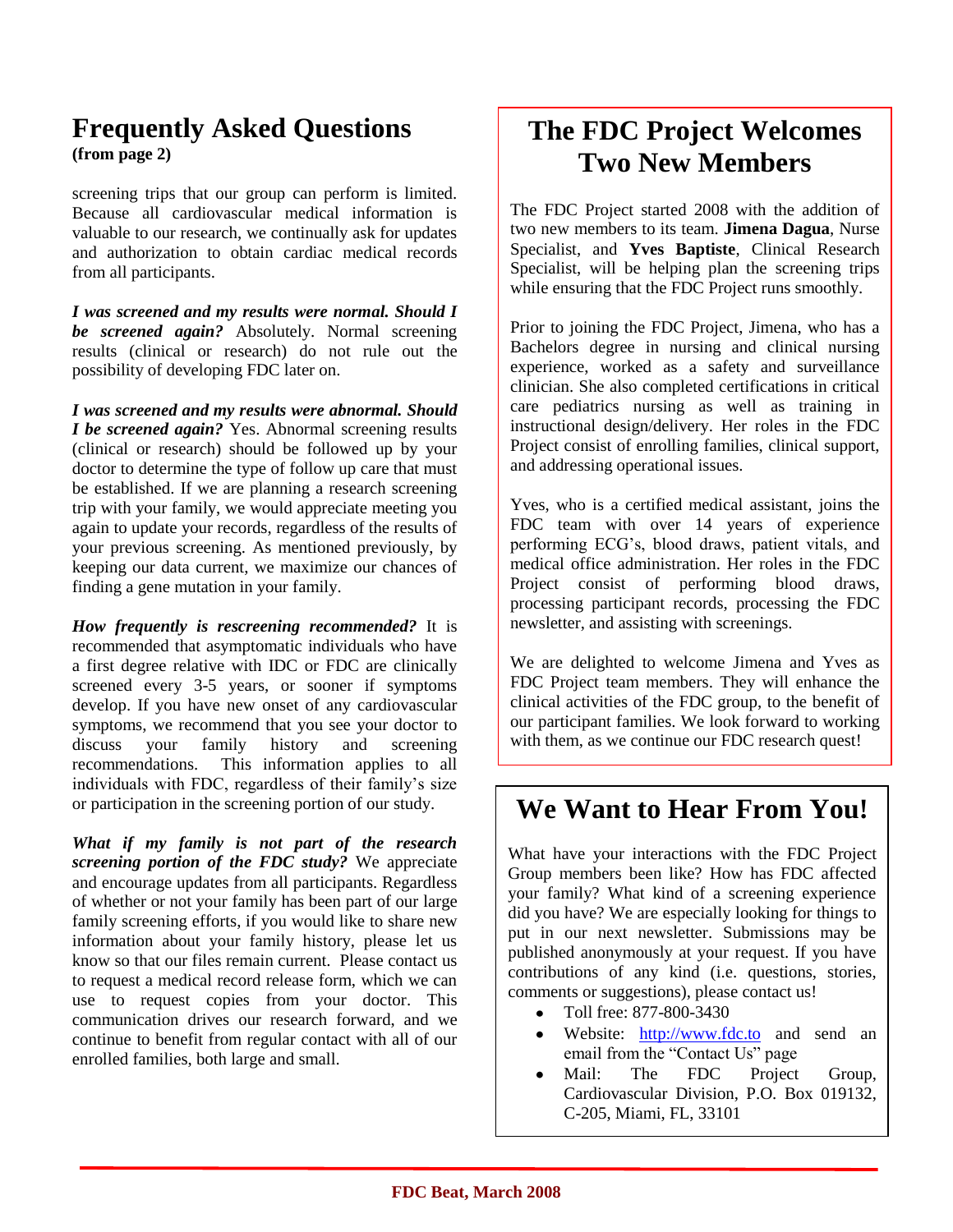## Frequently Asked Questions

**(from page 2)**

screening trips that our group can perform is limited. Because all cardiovascular medical information is valuable to our research, we continually ask for updates and authorization to obtain cardiac medical records from all participants.

***I was screened and my results were normal. Should I be screened again?*** Absolutely. Normal screening results (clinical or research) do not rule out the possibility of developing FDC later on.

***I was screened and my results were abnormal. Should I be screened again?*** Yes. Abnormal screening results (clinical or research) should be followed up by your doctor to determine the type of follow up care that must be established. If we are planning a research screening trip with your family, we would appreciate meeting you again to update your records, regardless of the results of your previous screening. As mentioned previously, by keeping our data current, we maximize our chances of finding a gene mutation in your family.

***How frequently is rescreening recommended?*** It is recommended that asymptomatic individuals who have a first degree relative with IDC or FDC are clinically screened every 3-5 years, or sooner if symptoms develop. If you have new onset of any cardiovascular symptoms, we recommend that you see your doctor to discuss your family history and screening recommendations. This information applies to all individuals with FDC, regardless of their family's size or participation in the screening portion of our study.

***What if my family is not part of the research screening portion of the FDC study?*** We appreciate and encourage updates from all participants. Regardless of whether or not your family has been part of our large family screening efforts, if you would like to share new information about your family history, please let us know so that our files remain current. Please contact us to request a medical record release form, which we can use to request copies from your doctor. This communication drives our research forward, and we continue to benefit from regular contact with all of our enrolled families, both large and small.

## The FDC Project Welcomes Two New Members

The FDC Project started 2008 with the addition of two new members to its team. **Jimena Dagua**, Nurse Specialist, and **Yves Baptiste**, Clinical Research Specialist, will be helping plan the screening trips while ensuring that the FDC Project runs smoothly.

Prior to joining the FDC Project, Jimena, who has a Bachelors degree in nursing and clinical nursing experience, worked as a safety and surveillance clinician. She also completed certifications in critical care pediatrics nursing as well as training in instructional design/delivery. Her roles in the FDC Project consist of enrolling families, clinical support, and addressing operational issues.

Yves, who is a certified medical assistant, joins the FDC team with over 14 years of experience performing ECG's, blood draws, patient vitals, and medical office administration. Her roles in the FDC Project consist of performing blood draws, processing participant records, processing the FDC newsletter, and assisting with screenings.

We are delighted to welcome Jimena and Yves as FDC Project team members. They will enhance the clinical activities of the FDC group, to the benefit of our participant families. We look forward to working with them, as we continue our FDC research quest!

## We Want to Hear From You!

What have your interactions with the FDC Project Group members been like? How has FDC affected your family? What kind of a screening experience did you have? We are especially looking for things to put in our next newsletter. Submissions may be published anonymously at your request. If you have contributions of any kind (i.e. questions, stories, comments or suggestions), please contact us!

- Toll free: 877-800-3430
- Website: http://www.fdc.to and send an email from the "Contact Us" page
- Mail: The FDC Project Group, Cardiovascular Division, P.O. Box 019132, C-205, Miami, FL, 33101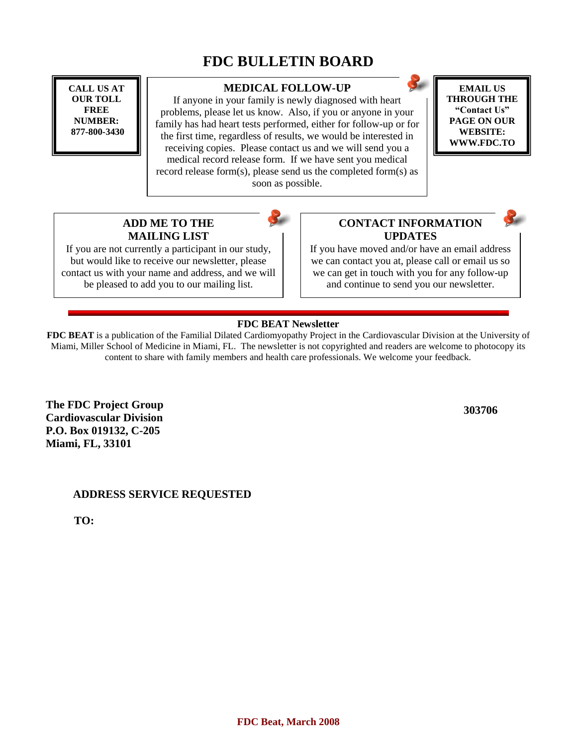# FDC BULLETIN BOARD

**CALL US AT OUR TOLL FREE NUMBER: 877-800-3430**

## MEDICAL FOLLOW-UP

If anyone in your family is newly diagnosed with heart problems, please let us know. Also, if you or anyone in your family has had heart tests performed, either for follow-up or for the first time, regardless of results, we would be interested in receiving copies. Please contact us and we will send you a medical record release form. If we have sent you medical record release form(s), please send us the completed form(s) as soon as possible.

**EMAIL US THROUGH THE "Contact Us" PAGE ON OUR WEBSITE: WWW.FDC.TO**

## ADD ME TO THE MAILING LIST

If you are not currently a participant in our study, but would like to receive our newsletter, please contact us with your name and address, and we will be pleased to add you to our mailing list.

## CONTACT INFORMATION UPDATES

If you have moved and/or have an email address we can contact you at, please call or email us so we can get in touch with you for any follow-up and continue to send you our newsletter.

---

**FDC BEAT Newsletter**

**FDC BEAT** is a publication of the Familial Dilated Cardiomyopathy Project in the Cardiovascular Division at the University of Miami, Miller School of Medicine in Miami, FL. The newsletter is not copyrighted and readers are welcome to photocopy its content to share with family members and health care professionals. We welcome your feedback.

**The FDC Project Group**
**Cardiovascular Division**
**P.O. Box 019132, C-205**
**Miami, FL, 33101**

**303706**

**ADDRESS SERVICE REQUESTED**

**TO:**